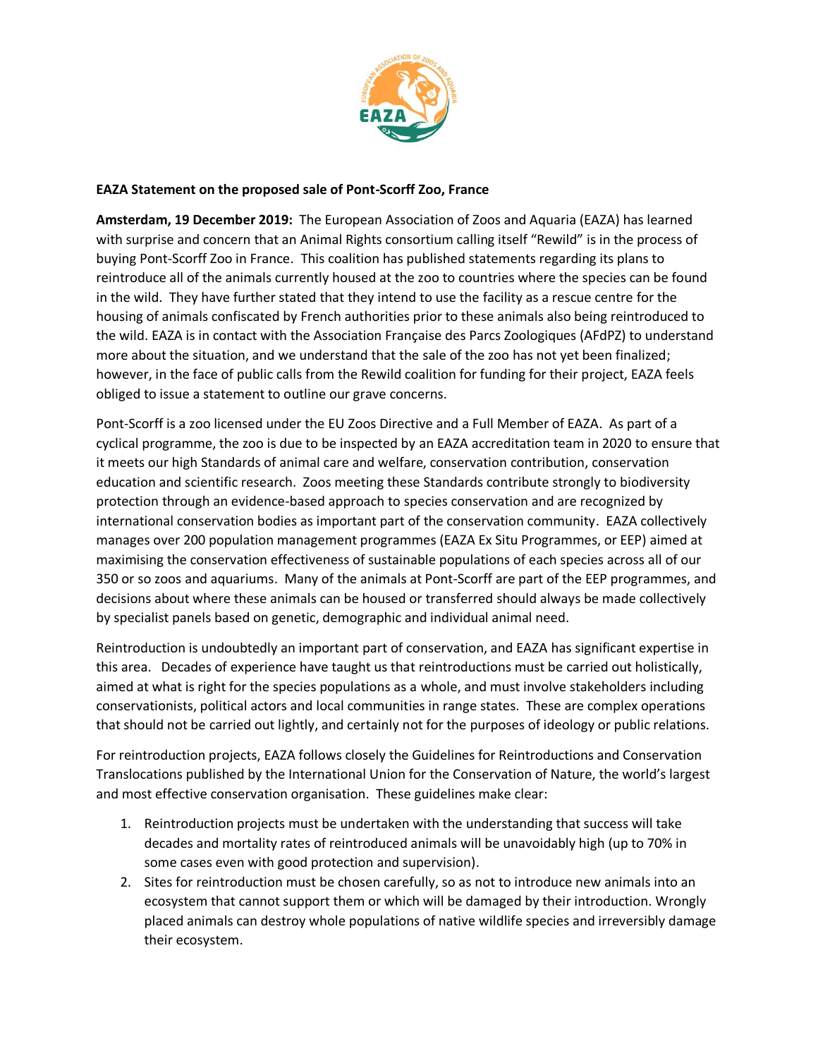**EAZA Statement on the proposed sale of Pont-Scorff Zoo, France**

**Amsterdam, 19 December 2019:** The European Association of Zoos and Aquaria (EAZA) has learned with surprise and concern that an Animal Rights consortium calling itself "Rewild" is in the process of buying Pont-Scorff Zoo in France. This coalition has published statements regarding its plans to reintroduce all of the animals currently housed at the zoo to countries where the species can be found in the wild. They have further stated that they intend to use the facility as a rescue centre for the housing of animals confiscated by French authorities prior to these animals also being reintroduced to the wild. EAZA is in contact with the Association Française des Parcs Zoologiques (AFdPZ) to understand more about the situation, and we understand that the sale of the zoo has not yet been finalized; however, in the face of public calls from the Rewild coalition for funding for their project, EAZA feels obliged to issue a statement to outline our grave concerns.

Pont-Scorff is a zoo licensed under the EU Zoos Directive and a Full Member of EAZA. As part of a cyclical programme, the zoo is due to be inspected by an EAZA accreditation team in 2020 to ensure that it meets our high Standards of animal care and welfare, conservation contribution, conservation education and scientific research. Zoos meeting these Standards contribute strongly to biodiversity protection through an evidence-based approach to species conservation and are recognized by international conservation bodies as important part of the conservation community. EAZA collectively manages over 200 population management programmes (EAZA Ex Situ Programmes, or EEP) aimed at maximising the conservation effectiveness of sustainable populations of each species across all of our 350 or so zoos and aquariums. Many of the animals at Pont-Scorff are part of the EEP programmes, and decisions about where these animals can be housed or transferred should always be made collectively by specialist panels based on genetic, demographic and individual animal need.

Reintroduction is undoubtedly an important part of conservation, and EAZA has significant expertise in this area. Decades of experience have taught us that reintroductions must be carried out holistically, aimed at what is right for the species populations as a whole, and must involve stakeholders including conservationists, political actors and local communities in range states. These are complex operations that should not be carried out lightly, and certainly not for the purposes of ideology or public relations.

For reintroduction projects, EAZA follows closely the Guidelines for Reintroductions and Conservation Translocations published by the International Union for the Conservation of Nature, the world's largest and most effective conservation organisation. These guidelines make clear:

1. Reintroduction projects must be undertaken with the understanding that success will take decades and mortality rates of reintroduced animals will be unavoidably high (up to 70% in some cases even with good protection and supervision).
2. Sites for reintroduction must be chosen carefully, so as not to introduce new animals into an ecosystem that cannot support them or which will be damaged by their introduction. Wrongly placed animals can destroy whole populations of native wildlife species and irreversibly damage their ecosystem.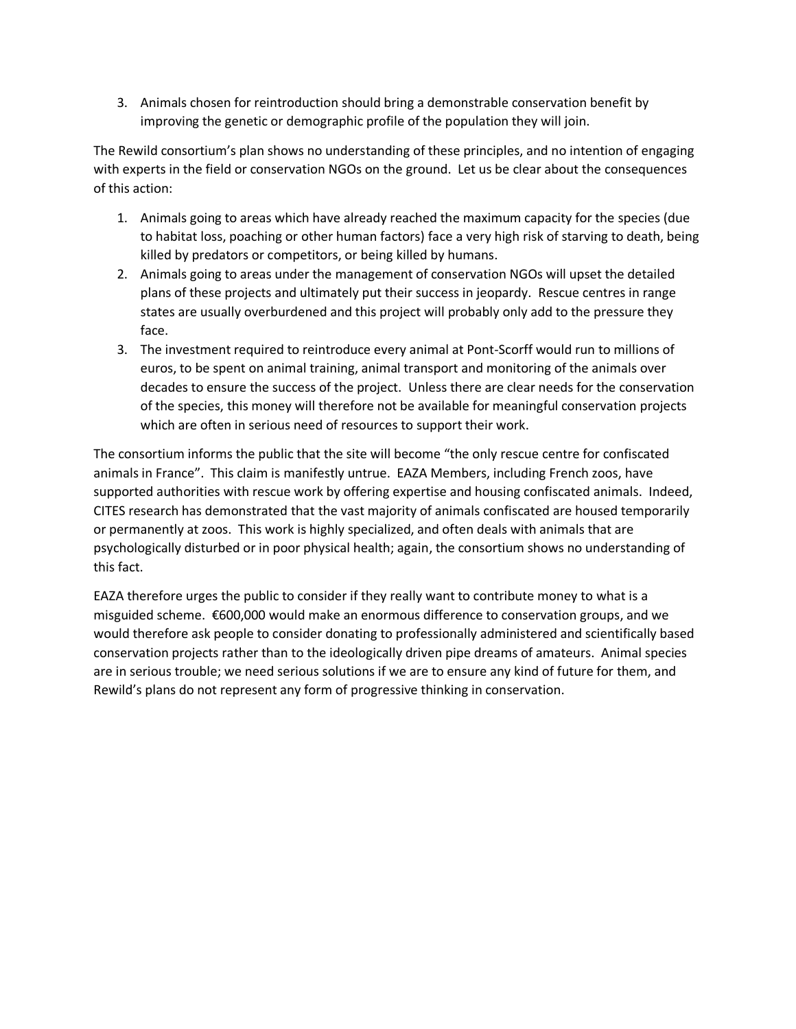3. Animals chosen for reintroduction should bring a demonstrable conservation benefit by improving the genetic or demographic profile of the population they will join.

The Rewild consortium's plan shows no understanding of these principles, and no intention of engaging with experts in the field or conservation NGOs on the ground. Let us be clear about the consequences of this action:

1. Animals going to areas which have already reached the maximum capacity for the species (due to habitat loss, poaching or other human factors) face a very high risk of starving to death, being killed by predators or competitors, or being killed by humans.
2. Animals going to areas under the management of conservation NGOs will upset the detailed plans of these projects and ultimately put their success in jeopardy. Rescue centres in range states are usually overburdened and this project will probably only add to the pressure they face.
3. The investment required to reintroduce every animal at Pont-Scorff would run to millions of euros, to be spent on animal training, animal transport and monitoring of the animals over decades to ensure the success of the project. Unless there are clear needs for the conservation of the species, this money will therefore not be available for meaningful conservation projects which are often in serious need of resources to support their work.

The consortium informs the public that the site will become "the only rescue centre for confiscated animals in France". This claim is manifestly untrue. EAZA Members, including French zoos, have supported authorities with rescue work by offering expertise and housing confiscated animals. Indeed, CITES research has demonstrated that the vast majority of animals confiscated are housed temporarily or permanently at zoos. This work is highly specialized, and often deals with animals that are psychologically disturbed or in poor physical health; again, the consortium shows no understanding of this fact.

EAZA therefore urges the public to consider if they really want to contribute money to what is a misguided scheme. €600,000 would make an enormous difference to conservation groups, and we would therefore ask people to consider donating to professionally administered and scientifically based conservation projects rather than to the ideologically driven pipe dreams of amateurs. Animal species are in serious trouble; we need serious solutions if we are to ensure any kind of future for them, and Rewild's plans do not represent any form of progressive thinking in conservation.